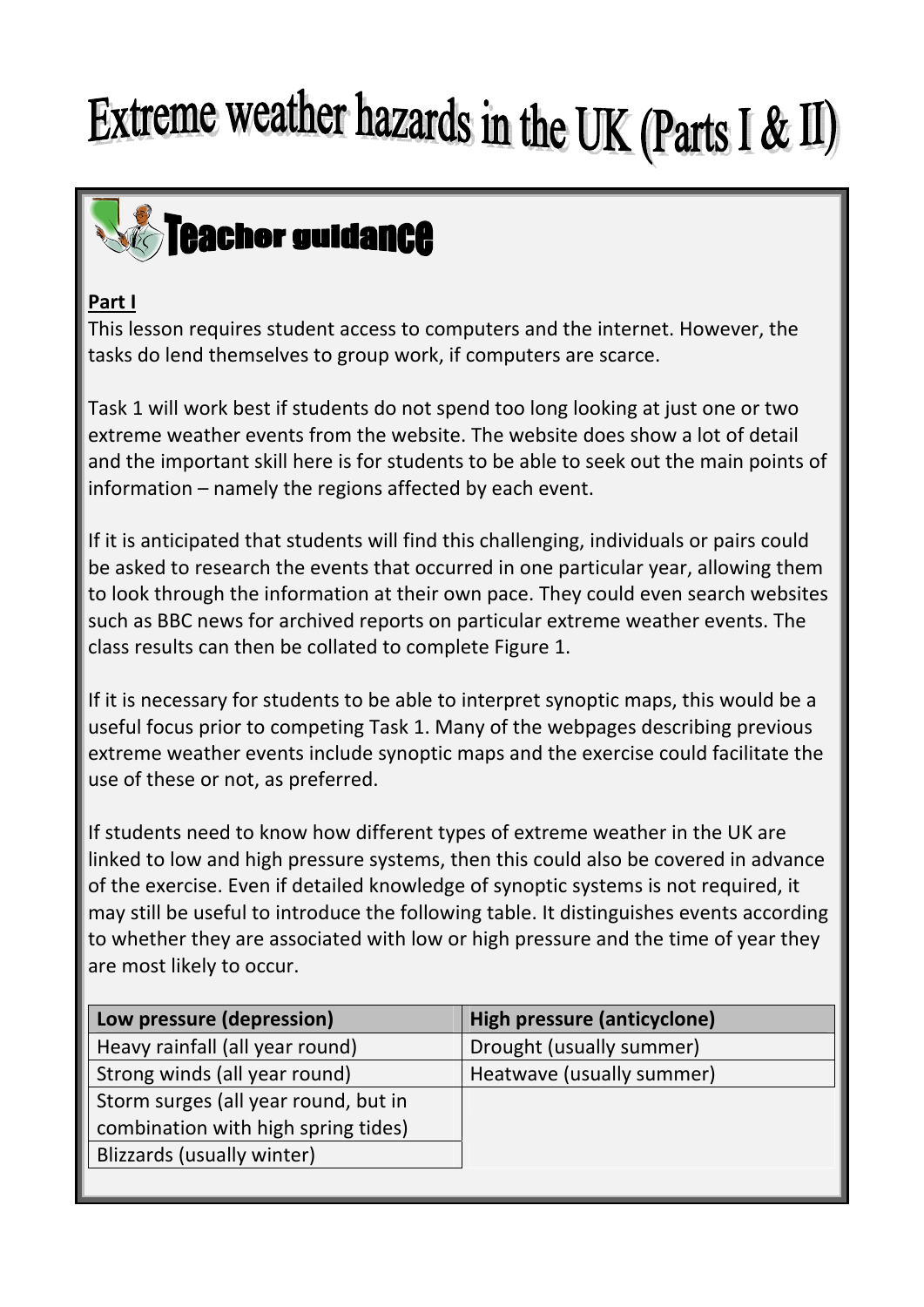# Extreme weather hazards in the UK (Parts I & II)

## Teacher guidance

**Part I**

This lesson requires student access to computers and the internet. However, the tasks do lend themselves to group work, if computers are scarce.

Task 1 will work best if students do not spend too long looking at just one or two extreme weather events from the website. The website does show a lot of detail and the important skill here is for students to be able to seek out the main points of information – namely the regions affected by each event.

If it is anticipated that students will find this challenging, individuals or pairs could be asked to research the events that occurred in one particular year, allowing them to look through the information at their own pace. They could even search websites such as BBC news for archived reports on particular extreme weather events. The class results can then be collated to complete Figure 1.

If it is necessary for students to be able to interpret synoptic maps, this would be a useful focus prior to competing Task 1. Many of the webpages describing previous extreme weather events include synoptic maps and the exercise could facilitate the use of these or not, as preferred.

If students need to know how different types of extreme weather in the UK are linked to low and high pressure systems, then this could also be covered in advance of the exercise. Even if detailed knowledge of synoptic systems is not required, it may still be useful to introduce the following table. It distinguishes events according to whether they are associated with low or high pressure and the time of year they are most likely to occur.

| Low pressure (depression) | High pressure (anticyclone) |
| --- | --- |
| Heavy rainfall (all year round) | Drought (usually summer) |
| Strong winds (all year round) | Heatwave (usually summer) |
| Storm surges (all year round, but in combination with high spring tides) | |
| Blizzards (usually winter) | |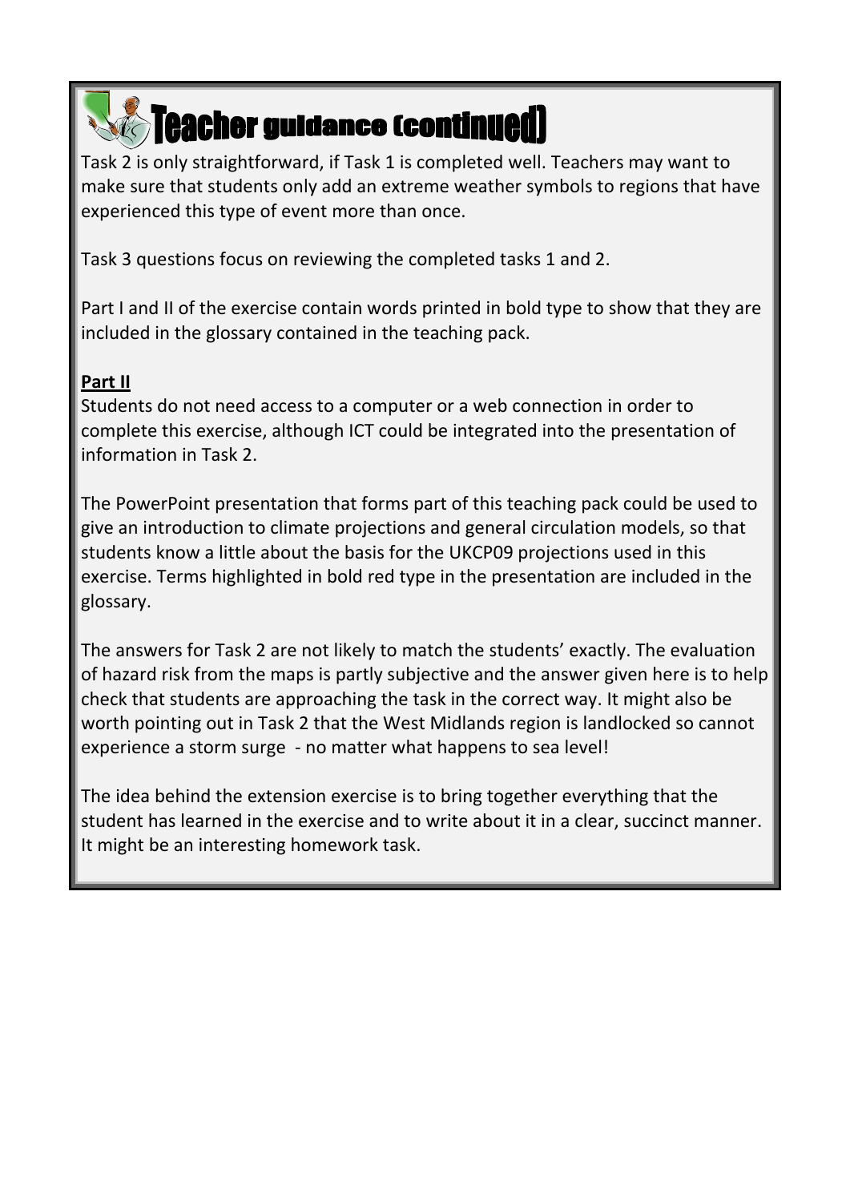# Teacher guidance (continued)

Task 2 is only straightforward, if Task 1 is completed well. Teachers may want to make sure that students only add an extreme weather symbols to regions that have experienced this type of event more than once.

Task 3 questions focus on reviewing the completed tasks 1 and 2.

Part I and II of the exercise contain words printed in bold type to show that they are included in the glossary contained in the teaching pack.

**Part II**

Students do not need access to a computer or a web connection in order to complete this exercise, although ICT could be integrated into the presentation of information in Task 2.

The PowerPoint presentation that forms part of this teaching pack could be used to give an introduction to climate projections and general circulation models, so that students know a little about the basis for the UKCP09 projections used in this exercise. Terms highlighted in bold red type in the presentation are included in the glossary.

The answers for Task 2 are not likely to match the students' exactly. The evaluation of hazard risk from the maps is partly subjective and the answer given here is to help check that students are approaching the task in the correct way. It might also be worth pointing out in Task 2 that the West Midlands region is landlocked so cannot experience a storm surge - no matter what happens to sea level!

The idea behind the extension exercise is to bring together everything that the student has learned in the exercise and to write about it in a clear, succinct manner. It might be an interesting homework task.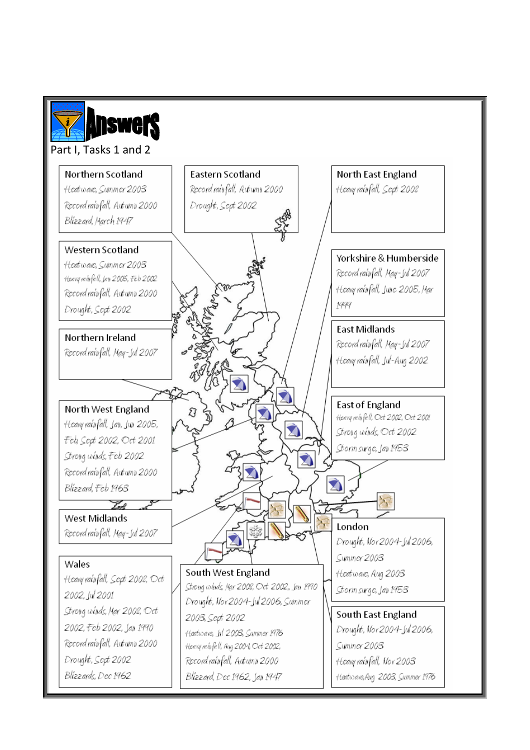# Answers

Part I, Tasks 1 and 2

**Northern Scotland**
Heatwave, Summer 2003
Record rainfall, Autumn 2000
Blizzard, March 1947

**Eastern Scotland**
Record rainfall, Autumn 2000
Drought, Sept 2002

**North East England**
Heavy rainfall, Sept 2008

**Western Scotland**
Heatwave, Summer 2003
Heavy rainfall, Jan 2005, Feb 2002
Record rainfall, Autumn 2000
Drought, Sept 2002

**Yorkshire & Humberside**
Record rainfall, May-Jul 2007
Heavy rainfall, June 2005, Mar 1999

**Northern Ireland**
Record rainfall, May-Jul 2007

**East Midlands**
Record rainfall, May-Jul 2007
Heavy rainfall, Jul-Aug 2002

**North West England**
Heavy rainfall, Jan, Jun 2005, Feb Sept 2002, Oct 2001
Strong winds, Feb 2002
Record rainfall, Autumn 2000
Blizzard, Feb 1963

**East of England**
Heavy rainfall, Oct 2002, Oct 2001
Strong winds, Oct 2002
Storm surge, Jan 1953

**West Midlands**
Record rainfall, May-Jul 2007

**London**
Drought, Nov 2004-Jul 2006, Summer 2003
Heatwave, Aug 2003
Storm surge, Jan 1953

**Wales**
Heavy rainfall, Sept 2008, Oct 2002, Jul 2001
Strong winds, Mar 2008, Oct 2002, Feb 2002, Jan 1990
Record rainfall, Autumn 2000
Drought, Sept 2002
Blizzards, Dec 1962

**South West England**
Strong winds, Mar 2008, Oct 2002, Jan 1990
Drought, Nov 2004-Jul 2006, Summer 2003, Sept 2002
Heatwave, Jul 2003, Summer 1976
Heavy rainfall, Aug 2004, Oct 2002,
Record rainfall, Autumn 2000
Blizzard, Dec 1962, Jan 1947

**South East England**
Drought, Nov 2004-Jul 2006, Summer 2003
Heavy rainfall, Nov 2003
Heatwave, Aug 2003, Summer 1976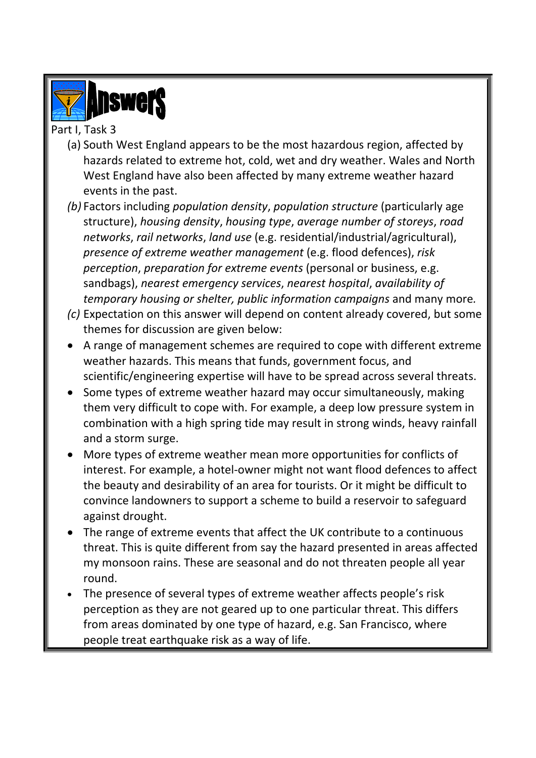# Answers

Part I, Task 3

(a) South West England appears to be the most hazardous region, affected by hazards related to extreme hot, cold, wet and dry weather. Wales and North West England have also been affected by many extreme weather hazard events in the past.

*(b)* Factors including *population density*, *population structure* (particularly age structure), *housing density*, *housing type*, *average number of storeys*, *road networks*, *rail networks*, *land use* (e.g. residential/industrial/agricultural), *presence of extreme weather management* (e.g. flood defences), *risk perception*, *preparation for extreme events* (personal or business, e.g. sandbags), *nearest emergency services*, *nearest hospital*, *availability of temporary housing or shelter, public information campaigns* and many more*.*

*(c)* Expectation on this answer will depend on content already covered, but some themes for discussion are given below:

- A range of management schemes are required to cope with different extreme weather hazards. This means that funds, government focus, and scientific/engineering expertise will have to be spread across several threats.
- Some types of extreme weather hazard may occur simultaneously, making them very difficult to cope with. For example, a deep low pressure system in combination with a high spring tide may result in strong winds, heavy rainfall and a storm surge.
- More types of extreme weather mean more opportunities for conflicts of interest. For example, a hotel-owner might not want flood defences to affect the beauty and desirability of an area for tourists. Or it might be difficult to convince landowners to support a scheme to build a reservoir to safeguard against drought.
- The range of extreme events that affect the UK contribute to a continuous threat. This is quite different from say the hazard presented in areas affected my monsoon rains. These are seasonal and do not threaten people all year round.
- The presence of several types of extreme weather affects people's risk perception as they are not geared up to one particular threat. This differs from areas dominated by one type of hazard, e.g. San Francisco, where people treat earthquake risk as a way of life.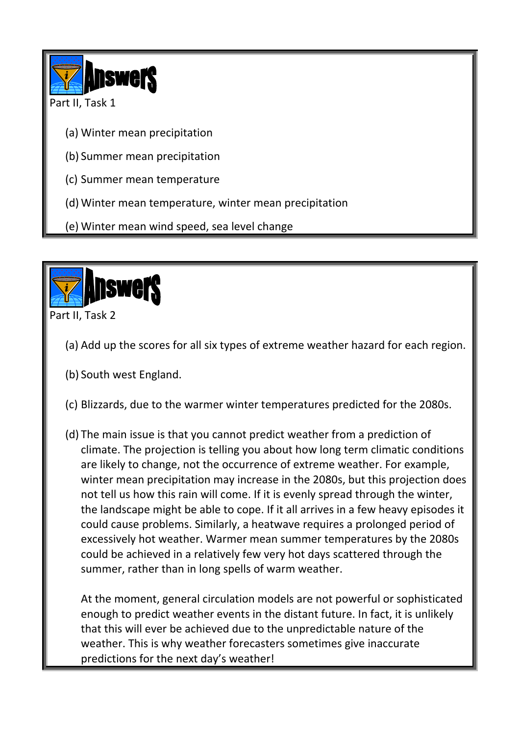## Answers

Part II, Task 1

(a) Winter mean precipitation

(b) Summer mean precipitation

(c) Summer mean temperature

(d) Winter mean temperature, winter mean precipitation

(e) Winter mean wind speed, sea level change

## Answers

Part II, Task 2

(a) Add up the scores for all six types of extreme weather hazard for each region.

(b) South west England.

(c) Blizzards, due to the warmer winter temperatures predicted for the 2080s.

(d) The main issue is that you cannot predict weather from a prediction of climate. The projection is telling you about how long term climatic conditions are likely to change, not the occurrence of extreme weather. For example, winter mean precipitation may increase in the 2080s, but this projection does not tell us how this rain will come. If it is evenly spread through the winter, the landscape might be able to cope. If it all arrives in a few heavy episodes it could cause problems. Similarly, a heatwave requires a prolonged period of excessively hot weather. Warmer mean summer temperatures by the 2080s could be achieved in a relatively few very hot days scattered through the summer, rather than in long spells of warm weather.

At the moment, general circulation models are not powerful or sophisticated enough to predict weather events in the distant future. In fact, it is unlikely that this will ever be achieved due to the unpredictable nature of the weather. This is why weather forecasters sometimes give inaccurate predictions for the next day's weather!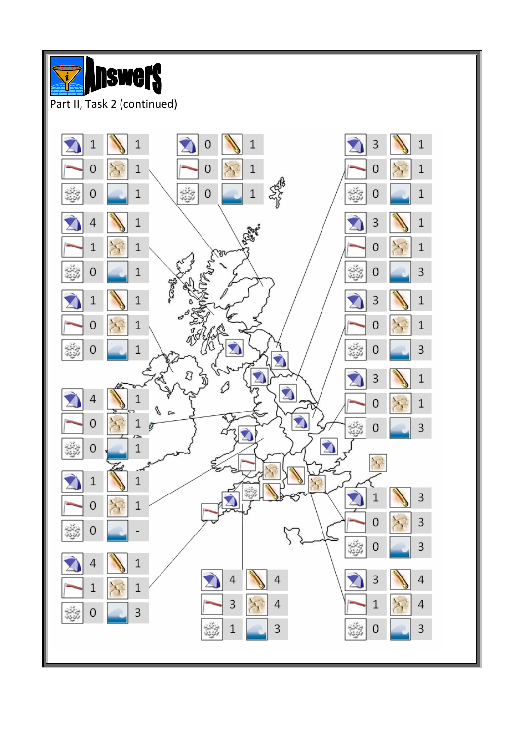# Answers

Part II, Task 2 (continued)

| Rain | Temperature | Wind | Drought | Snow | Flood |
|---|---|---|---|---|---|
| 1 | 1 | 0 | 1 | 0 | 1 |
| 0 | 1 | 0 | 1 | 0 | 1 |
| 3 | 1 | 0 | 1 | 0 | 1 |
| 4 | 1 | 1 | 1 | 0 | 1 |
| 3 | 1 | 0 | 1 | 0 | 3 |
| 1 | 1 | 0 | 1 | 0 | 1 |
| 3 | 1 | 0 | 1 | 0 | 3 |
| 3 | 1 | 0 | 1 | 0 | 3 |
| 4 | 1 | 0 | 1 | 0 | 1 |
| 1 | 1 | 0 | 1 | 0 | - |
| 1 | 3 | 0 | 3 | 0 | 3 |
| 4 | 1 | 1 | 1 | 0 | 3 |
| 4 | 4 | 3 | 4 | 1 | 3 |
| 3 | 4 | 1 | 4 | 0 | 3 |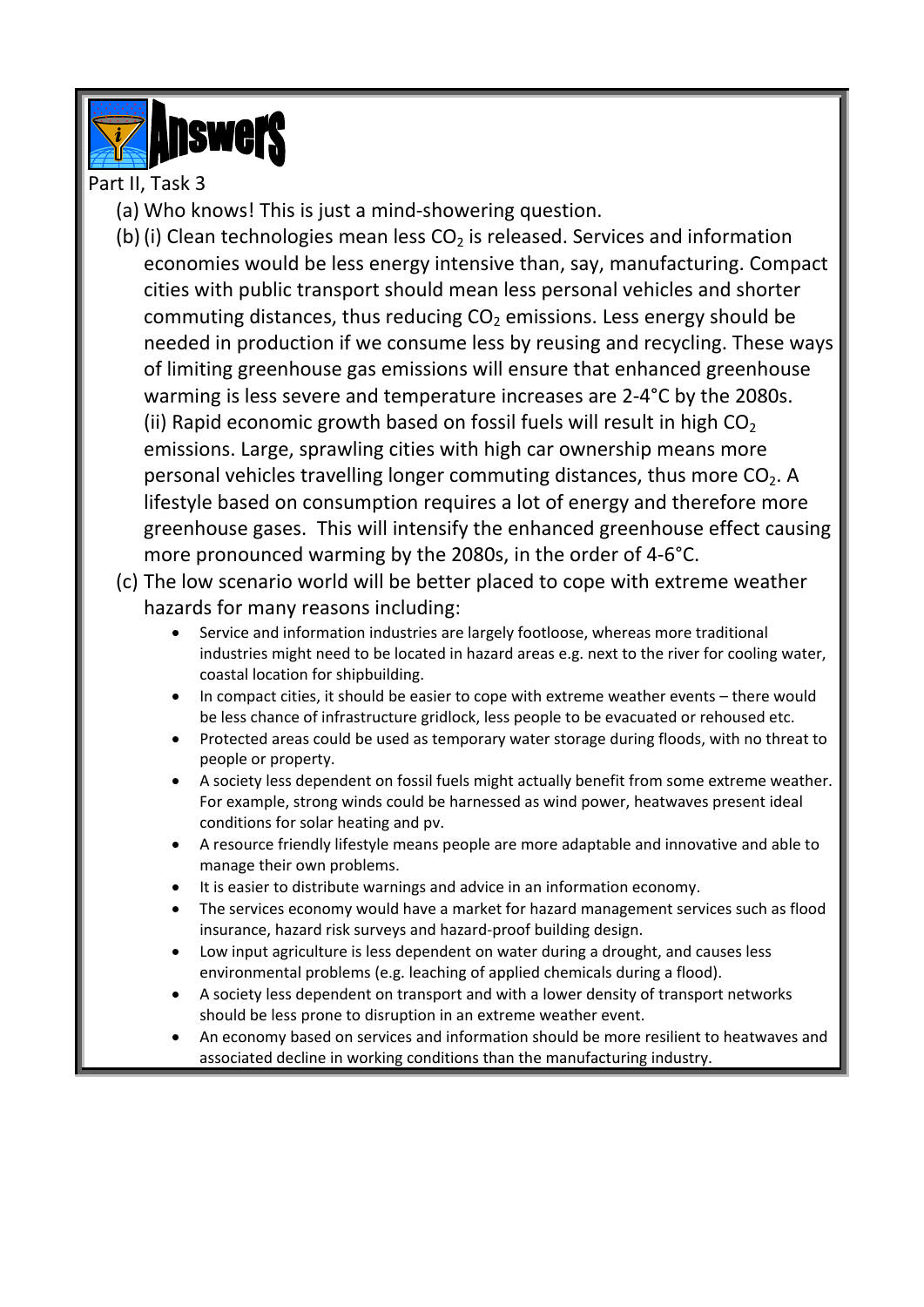# Answers

Part II, Task 3

(a) Who knows! This is just a mind-showering question.

(b) (i) Clean technologies mean less $CO_2$ is released. Services and information economies would be less energy intensive than, say, manufacturing. Compact cities with public transport should mean less personal vehicles and shorter commuting distances, thus reducing $CO_2$ emissions. Less energy should be needed in production if we consume less by reusing and recycling. These ways of limiting greenhouse gas emissions will ensure that enhanced greenhouse warming is less severe and temperature increases are 2-4°C by the 2080s.

(ii) Rapid economic growth based on fossil fuels will result in high $CO_2$ emissions. Large, sprawling cities with high car ownership means more personal vehicles travelling longer commuting distances, thus more $CO_2$. A lifestyle based on consumption requires a lot of energy and therefore more greenhouse gases. This will intensify the enhanced greenhouse effect causing more pronounced warming by the 2080s, in the order of 4-6°C.

(c) The low scenario world will be better placed to cope with extreme weather hazards for many reasons including:

- Service and information industries are largely footloose, whereas more traditional industries might need to be located in hazard areas e.g. next to the river for cooling water, coastal location for shipbuilding.
- In compact cities, it should be easier to cope with extreme weather events – there would be less chance of infrastructure gridlock, less people to be evacuated or rehoused etc.
- Protected areas could be used as temporary water storage during floods, with no threat to people or property.
- A society less dependent on fossil fuels might actually benefit from some extreme weather. For example, strong winds could be harnessed as wind power, heatwaves present ideal conditions for solar heating and pv.
- A resource friendly lifestyle means people are more adaptable and innovative and able to manage their own problems.
- It is easier to distribute warnings and advice in an information economy.
- The services economy would have a market for hazard management services such as flood insurance, hazard risk surveys and hazard-proof building design.
- Low input agriculture is less dependent on water during a drought, and causes less environmental problems (e.g. leaching of applied chemicals during a flood).
- A society less dependent on transport and with a lower density of transport networks should be less prone to disruption in an extreme weather event.
- An economy based on services and information should be more resilient to heatwaves and associated decline in working conditions than the manufacturing industry.